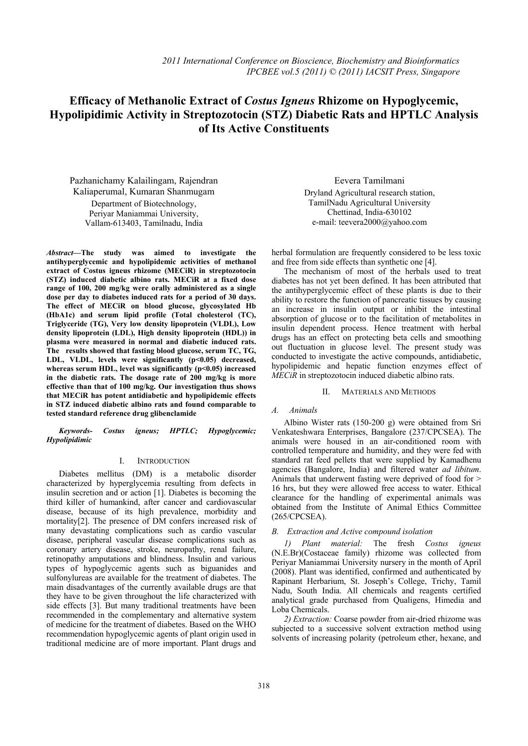# Efficacy of Methanolic Extract of *Costus Igneus* Rhizome on Hypoglycemic, Hypolipidimic Activity in Streptozotocin (STZ) Diabetic Rats and HPTLC Analysis of Its Active Constituents

Pazhanichamy Kalailingam, Rajendran Kaliaperumal, Kumaran Shanmugam
Department of Biotechnology,
Periyar Maniammai University,
Vallam-613403, Tamilnadu, India

Eevera Tamilmani
Dryland Agricultural research station,
TamilNadu Agricultural University
Chettinad, India-630102
e-mail: teevera2000@yahoo.com

***Abstract*—The study was aimed to investigate the antihyperglycemic and hypolipidemic activities of methanol extract of Costus igneus rhizome (MECiR) in streptozotocin (STZ) induced diabetic albino rats. MECiR at a fixed dose range of 100, 200 mg/kg were orally administered as a single dose per day to diabetes induced rats for a period of 30 days. The effect of MECiR on blood glucose, glycosylated Hb (HbA1c) and serum lipid profile (Total cholesterol (TC), Triglyceride (TG), Very low density lipoprotein (VLDL), Low density lipoprotein (LDL), High density lipoprotein (HDL)) in plasma were measured in normal and diabetic induced rats. The results showed that fasting blood glucose, serum TC, TG, LDL, VLDL, levels were significantly ($p<0.05$) decreased, whereas serum HDL, level was significantly ($p<0.05$) increased in the diabetic rats. The dosage rate of 200 mg/kg is more effective than that of 100 mg/kg. Our investigation thus shows that MECiR has potent antidiabetic and hypolipidemic effects in STZ induced diabetic albino rats and found comparable to tested standard reference drug glibenclamide**

***Keywords-*** ***Costus igneus; HPTLC; Hypoglycemic; Hypolipidimic***

## I. Introduction

Diabetes mellitus (DM) is a metabolic disorder characterized by hyperglycemia resulting from defects in insulin secretion and or action [1]. Diabetes is becoming the third killer of humankind, after cancer and cardiovascular disease, because of its high prevalence, morbidity and mortality[2]. The presence of DM confers increased risk of many devastating complications such as cardio vascular disease, peripheral vascular disease complications such as coronary artery disease, stroke, neuropathy, renal failure, retinopathy amputations and blindness. Insulin and various types of hypoglycemic agents such as biguanides and sulfonylureas are available for the treatment of diabetes. The main disadvantages of the currently available drugs are that they have to be given throughout the life characterized with side effects [3]. But many traditional treatments have been recommended in the complementary and alternative system of medicine for the treatment of diabetes. Based on the WHO recommendation hypoglycemic agents of plant origin used in traditional medicine are of more important. Plant drugs and herbal formulation are frequently considered to be less toxic and free from side effects than synthetic one [4].

The mechanism of most of the herbals used to treat diabetes has not yet been defined. It has been attributed that the antihyperglycemic effect of these plants is due to their ability to restore the function of pancreatic tissues by causing an increase in insulin output or inhibit the intestinal absorption of glucose or to the facilitation of metabolites in insulin dependent process. Hence treatment with herbal drugs has an effect on protecting beta cells and smoothing out fluctuation in glucose level. The present study was conducted to investigate the active compounds, antidiabetic, hypolipidemic and hepatic function enzymes effect of *MECiR* in streptozotocin induced diabetic albino rats.

## II. Materials and Methods

### *A. Animals*

Albino Wister rats (150-200 g) were obtained from Sri Venkateshwara Enterprises, Bangalore (237/CPCSEA). The animals were housed in an air-conditioned room with controlled temperature and humidity, and they were fed with standard rat feed pellets that were supplied by Kamadhenu agencies (Bangalore, India) and filtered water *ad libitum*. Animals that underwent fasting were deprived of food for > 16 hrs, but they were allowed free access to water. Ethical clearance for the handling of experimental animals was obtained from the Institute of Animal Ethics Committee (265/CPCSEA).

### *B. Extraction and Active compound isolation*

*1) Plant material:* The fresh *Costus igneus* (N.E.Br)(Costaceae family) rhizome was collected from Periyar Maniammai University nursery in the month of April (2008). Plant was identified, confirmed and authenticated by Rapinant Herbarium, St. Joseph's College, Trichy, Tamil Nadu, South India. All chemicals and reagents certified analytical grade purchased from Qualigens, Himedia and Loba Chemicals.

*2) Extraction:* Coarse powder from air-dried rhizome was subjected to a successive solvent extraction method using solvents of increasing polarity (petroleum ether, hexane, and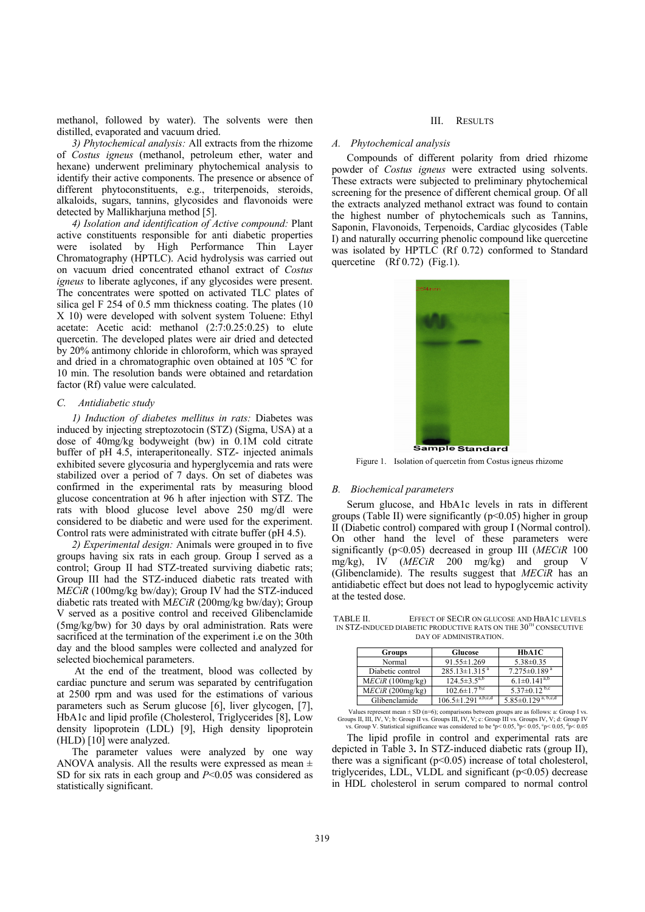methanol, followed by water). The solvents were then distilled, evaporated and vacuum dried.

*3) Phytochemical analysis:* All extracts from the rhizome of *Costus igneus* (methanol, petroleum ether, water and hexane) underwent preliminary phytochemical analysis to identify their active components. The presence or absence of different phytoconstituents, e.g., triterpenoids, steroids, alkaloids, sugars, tannins, glycosides and flavonoids were detected by Mallikharjuna method [5].

*4) Isolation and identification of Active compound:* Plant active constituents responsible for anti diabetic properties were isolated by High Performance Thin Layer Chromatography (HPTLC). Acid hydrolysis was carried out on vacuum dried concentrated ethanol extract of *Costus igneus* to liberate aglycones, if any glycosides were present. The concentrates were spotted on activated TLC plates of silica gel F 254 of 0.5 mm thickness coating. The plates (10 X 10) were developed with solvent system Toluene: Ethyl acetate: Acetic acid: methanol (2:7:0.25:0.25) to elute quercetin. The developed plates were air dried and detected by 20% antimony chloride in chloroform, which was sprayed and dried in a chromatographic oven obtained at 105 ºC for 10 min. The resolution bands were obtained and retardation factor (Rf) value were calculated.

### C. Antidiabetic study

*1) Induction of diabetes mellitus in rats:* Diabetes was induced by injecting streptozotocin (STZ) (Sigma, USA) at a dose of 40mg/kg bodyweight (bw) in 0.1M cold citrate buffer of pH 4.5, interaperitoneally. STZ- injected animals exhibited severe glycosuria and hyperglycemia and rats were stabilized over a period of 7 days. On set of diabetes was confirmed in the experimental rats by measuring blood glucose concentration at 96 h after injection with STZ. The rats with blood glucose level above 250 mg/dl were considered to be diabetic and were used for the experiment. Control rats were administrated with citrate buffer (pH 4.5).

*2) Experimental design:* Animals were grouped in to five groups having six rats in each group. Group I served as a control; Group II had STZ-treated surviving diabetic rats; Group III had the STZ-induced diabetic rats treated with M*ECiR* (100mg/kg bw/day); Group IV had the STZ-induced diabetic rats treated with M*ECiR* (200mg/kg bw/day); Group V served as a positive control and received Glibenclamide (5mg/kg/bw) for 30 days by oral administration. Rats were sacrificed at the termination of the experiment i.e on the 30th day and the blood samples were collected and analyzed for selected biochemical parameters.

At the end of the treatment, blood was collected by cardiac puncture and serum was separated by centrifugation at 2500 rpm and was used for the estimations of various parameters such as Serum glucose [6], liver glycogen, [7], HbA1c and lipid profile (Cholesterol, Triglycerides [8], Low density lipoprotein (LDL) [9], High density lipoprotein (HLD) [10] were analyzed.

The parameter values were analyzed by one way ANOVA analysis. All the results were expressed as mean ± SD for six rats in each group and $P<0.05$ was considered as statistically significant.

## III. Results

### A. Phytochemical analysis

Compounds of different polarity from dried rhizome powder of *Costus igneus* were extracted using solvents. These extracts were subjected to preliminary phytochemical screening for the presence of different chemical group. Of all the extracts analyzed methanol extract was found to contain the highest number of phytochemicals such as Tannins, Saponin, Flavonoids, Terpenoids, Cardiac glycosides (Table I) and naturally occurring phenolic compound like quercetine was isolated by HPTLC (Rf 0.72) conformed to Standard quercetine (Rf 0.72) (Fig.1).

Figure 1. Isolation of quercetin from Costus igneus rhizome

### B. Biochemical parameters

Serum glucose, and HbA1c levels in rats in different groups (Table II) were significantly ($p<0.05$) higher in group II (Diabetic control) compared with group I (Normal control). On other hand the level of these parameters were significantly ($p<0.05$) decreased in group III (*MECiR* 100 mg/kg), IV (*MECiR* 200 mg/kg) and group V (Glibenclamide). The results suggest that *MECiR* has an antidiabetic effect but does not lead to hypoglycemic activity at the tested dose.

TABLE II. Effect of SECiR on glucose and HbA1c levels in STZ-induced diabetic productive rats on the 30th consecutive day of administration.

| Groups | Glucose | HbA1C |
|---|---|---|
| Normal | 91.55±1.269 | 5.38±0.35 |
| Diabetic control | 285.13±1.315 $^{a}$ | 7.275±0.189 $^{a}$ |
| M*ECiR* (100mg/kg) | 124.5±3.5 $^{a,b}$ | 6.1±0.141 $^{a,b}$ |
| M*ECiR* (200mg/kg) | 102.6±1.7 $^{b,c}$ | 5.37±0.12 $^{b,c}$ |
| Glibenclamide | 106.5±1.291 $^{a,b,c,d}$ | 5.85±0.129 $^{a,b,c,d}$ |

Values represent mean ± SD (n=6); comparisons between groups are as follows: a: Group I vs. Groups II, III, IV, V; b: Group II vs. Groups III, IV, V; c: Group III vs. Groups IV, V; d: Group IV vs. Group V. Statistical significance was considered to be $^{a}p< 0.05$, $^{b}p< 0.05$, $^{c}p< 0.05$, $^{d}p< 0.05$

The lipid profile in control and experimental rats are depicted in Table 3. In STZ-induced diabetic rats (group II), there was a significant ($p<0.05$) increase of total cholesterol, triglycerides, LDL, VLDL and significant ($p<0.05$) decrease in HDL cholesterol in serum compared to normal control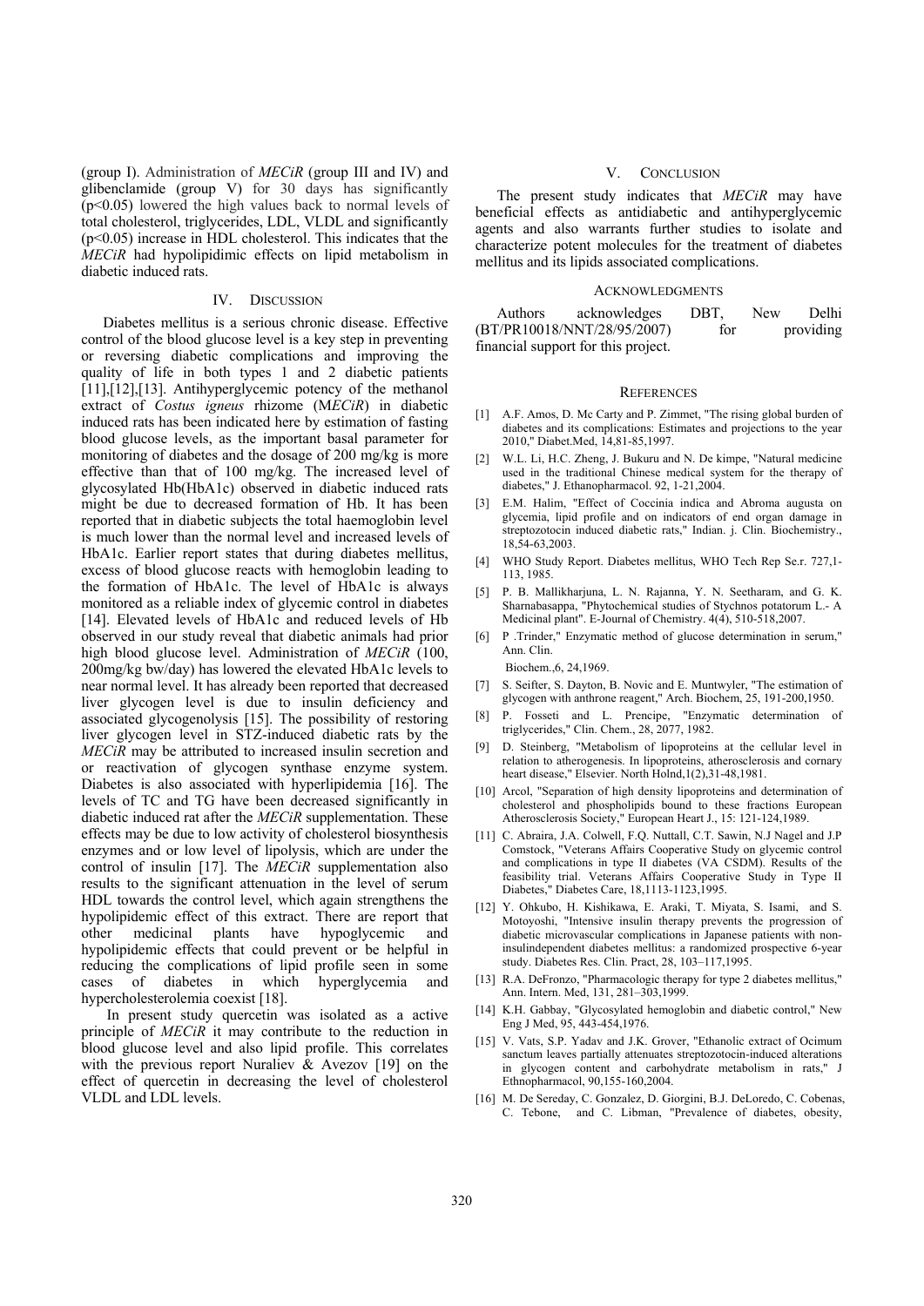(group I). Administration of *MECiR* (group III and IV) and glibenclamide (group V) for 30 days has significantly ($p<0.05$) lowered the high values back to normal levels of total cholesterol, triglycerides, LDL, VLDL and significantly ($p<0.05$) increase in HDL cholesterol. This indicates that the *MECiR* had hypolipidimic effects on lipid metabolism in diabetic induced rats.

## IV. Discussion

Diabetes mellitus is a serious chronic disease. Effective control of the blood glucose level is a key step in preventing or reversing diabetic complications and improving the quality of life in both types 1 and 2 diabetic patients [11],[12],[13]. Antihyperglycemic potency of the methanol extract of *Costus igneus* rhizome (M*ECiR*) in diabetic induced rats has been indicated here by estimation of fasting blood glucose levels, as the important basal parameter for monitoring of diabetes and the dosage of 200 mg/kg is more effective than that of 100 mg/kg. The increased level of glycosylated Hb(HbA1c) observed in diabetic induced rats might be due to decreased formation of Hb. It has been reported that in diabetic subjects the total haemoglobin level is much lower than the normal level and increased levels of HbA1c. Earlier report states that during diabetes mellitus, excess of blood glucose reacts with hemoglobin leading to the formation of HbA1c. The level of HbA1c is always monitored as a reliable index of glycemic control in diabetes [14]. Elevated levels of HbA1c and reduced levels of Hb observed in our study reveal that diabetic animals had prior high blood glucose level. Administration of *MECiR* (100, 200mg/kg bw/day) has lowered the elevated HbA1c levels to near normal level. It has already been reported that decreased liver glycogen level is due to insulin deficiency and associated glycogenolysis [15]. The possibility of restoring liver glycogen level in STZ-induced diabetic rats by the *MECiR* may be attributed to increased insulin secretion and or reactivation of glycogen synthase enzyme system. Diabetes is also associated with hyperlipidemia [16]. The levels of TC and TG have been decreased significantly in diabetic induced rat after the *MECiR* supplementation. These effects may be due to low activity of cholesterol biosynthesis enzymes and or low level of lipolysis, which are under the control of insulin [17]. The *MECiR* supplementation also results to the significant attenuation in the level of serum HDL towards the control level, which again strengthens the hypolipidemic effect of this extract. There are report that other medicinal plants have hypoglycemic and hypolipidemic effects that could prevent or be helpful in reducing the complications of lipid profile seen in some cases of diabetes in which hyperglycemia and hypercholesterolemia coexist [18].

In present study quercetin was isolated as a active principle of *MECiR* it may contribute to the reduction in blood glucose level and also lipid profile. This correlates with the previous report Nuraliev & Avezov [19] on the effect of quercetin in decreasing the level of cholesterol VLDL and LDL levels.

## V. Conclusion

The present study indicates that *MECiR* may have beneficial effects as antidiabetic and antihyperglycemic agents and also warrants further studies to isolate and characterize potent molecules for the treatment of diabetes mellitus and its lipids associated complications.

## Acknowledgments

Authors acknowledges DBT, New Delhi (BT/PR10018/NNT/28/95/2007) for providing financial support for this project.

## References

[1] A.F. Amos, D. Mc Carty and P. Zimmet, "The rising global burden of diabetes and its complications: Estimates and projections to the year 2010," Diabet.Med, 14,81-85,1997.

[2] W.L. Li, H.C. Zheng, J. Bukuru and N. De kimpe, "Natural medicine used in the traditional Chinese medical system for the therapy of diabetes," J. Ethanopharmacol. 92, 1-21,2004.

[3] E.M. Halim, "Effect of Coccinia indica and Abroma augusta on glycemia, lipid profile and on indicators of end organ damage in streptozotocin induced diabetic rats," Indian. j. Clin. Biochemistry., 18,54-63,2003.

[4] WHO Study Report. Diabetes mellitus, WHO Tech Rep Se.r. 727,1-113, 1985.

[5] P. B. Mallikharjuna, L. N. Rajanna, Y. N. Seetharam, and G. K. Sharnabasappa, "Phytochemical studies of Stychnos potatorum L.- A Medicinal plant". E-Journal of Chemistry. 4(4), 510-518,2007.

[6] P .Trinder," Enzymatic method of glucose determination in serum," Ann. Clin. Biochem.,6, 24,1969.

[7] S. Seifter, S. Dayton, B. Novic and E. Muntwyler, "The estimation of glycogen with anthrone reagent," Arch. Biochem, 25, 191-200,1950.

[8] P. Fosseti and L. Prencipe, "Enzymatic determination of triglycerides," Clin. Chem., 28, 2077, 1982.

[9] D. Steinberg, "Metabolism of lipoproteins at the cellular level in relation to atherogenesis. In lipoproteins, atherosclerosis and cornary heart disease," Elsevier. North Holnd,1(2),31-48,1981.

[10] Arcol, "Separation of high density lipoproteins and determination of cholesterol and phospholipids bound to these fractions European Atherosclerosis Society," European Heart J., 15: 121-124,1989.

[11] C. Abraira, J.A. Colwell, F.Q. Nuttall, C.T. Sawin, N.J Nagel and J.P Comstock, "Veterans Affairs Cooperative Study on glycemic control and complications in type II diabetes (VA CSDM). Results of the feasibility trial. Veterans Affairs Cooperative Study in Type II Diabetes," Diabetes Care, 18,1113-1123,1995.

[12] Y. Ohkubo, H. Kishikawa, E. Araki, T. Miyata, S. Isami, and S. Motoyoshi, "Intensive insulin therapy prevents the progression of diabetic microvascular complications in Japanese patients with non-insulindependent diabetes mellitus: a randomized prospective 6-year study. Diabetes Res. Clin. Pract, 28, 103–117,1995.

[13] R.A. DeFronzo, "Pharmacologic therapy for type 2 diabetes mellitus," Ann. Intern. Med, 131, 281–303,1999.

[14] K.H. Gabbay, "Glycosylated hemoglobin and diabetic control," New Eng J Med, 95, 443-454,1976.

[15] V. Vats, S.P. Yadav and J.K. Grover, "Ethanolic extract of Ocimum sanctum leaves partially attenuates streptozotocin-induced alterations in glycogen content and carbohydrate metabolism in rats," J Ethnopharmacol, 90,155-160,2004.

[16] M. De Sereday, C. Gonzalez, D. Giorgini, B.J. DeLoredo, C. Cobenas, C. Tebone, and C. Libman, "Prevalence of diabetes, obesity,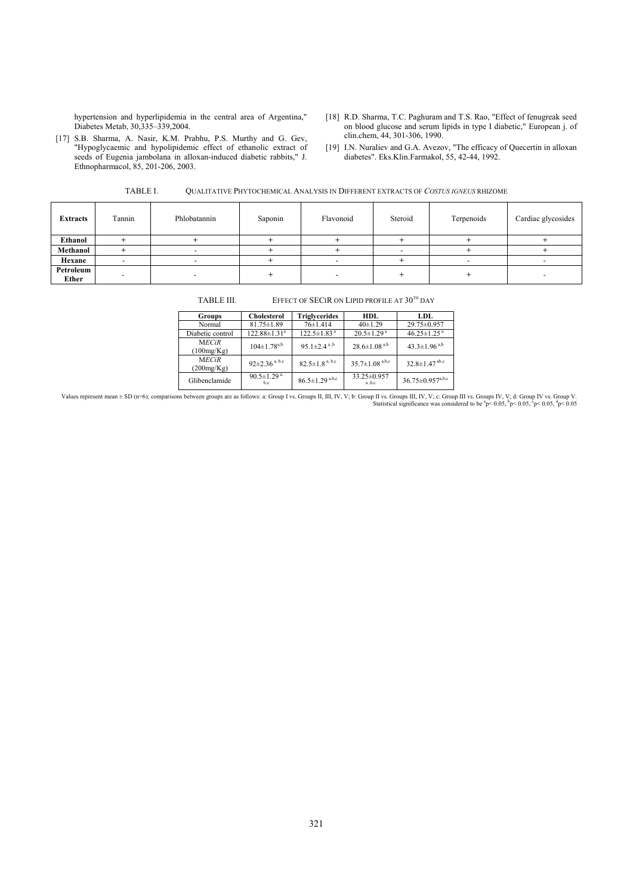hypertension and hyperlipidemia in the central area of Argentina," Diabetes Metab, 30,335–339,2004.

[17] S.B. Sharma, A. Nasir, K.M. Prabhu, P.S. Murthy and G. Gev, "Hypoglycaemic and hypolipidemic effect of ethanolic extract of seeds of Eugenia jambolana in alloxan-induced diabetic rabbits," J. Ethnopharmacol, 85, 201-206, 2003.

[18] R.D. Sharma, T.C. Paghuram and T.S. Rao, "Effect of fenugreak seed on blood glucose and serum lipids in type I diabetic," European j. of clin.chem, 44, 301-306, 1990.

[19] I.N. Nuraliev and G.A. Avezov, "The efficacy of Quecertin in alloxan diabetes". Eks.Klin.Farmakol, 55, 42-44, 1992.

TABLE I. QUALITATIVE PHYTOCHEMICAL ANALYSIS IN DIFFERENT EXTRACTS OF *COSTUS IGNEUS* RHIZOME

| **Extracts** | Tannin | Phlobatannin | Saponin | Flavonoid | Steroid | Terpenoids | Cardiac glycosides |
|---|---|---|---|---|---|---|---|
| **Ethanol** | + | + | + | + | + | + | + |
| **Methanol** | + | - | + | + | - | + | + |
| **Hexane** | - | - | + | - | + | - | - |
| **Petroleum Ether** | - | - | + | - | + | + | - |

TABLE III. EFFECT OF SECIR ON LIPID PROFILE AT 30[TH] DAY

| **Groups** | **Cholesterol** | **Triglycerides** | **HDL** | **LDL** |
|---|---|---|---|---|
| Normal | 81.75±1.89 | 76±1.414 | 40±1.29 | 29.75±0.957 |
| Diabetic control | 122.88±1.31[a] | 122.5±1.83[a] | 20.5±1.29[a] | 46.25±1.25[a] |
| M*ECiR* (100mg/Kg) | 104±1.78[a,b] | 95.1±2.4[a,b] | 28.6±1.08[a,b] | 43.3±1.96[a,b] |
| M*ECiR* (200mg/Kg) | 92±2.36[a, b,c] | 82.5±1.8[a, b,c] | 35.7±1.08[a,b,c] | 32.8±1.47[ab,c] |
| Glibenclamide | 90.5±1.29[a, b,c] | 86.5±1.29[a,b,c] | 33.25±0.957[a ,b,c] | 36.75±0.957[a,b,c] |

Values represent mean ± SD (n=6); comparisons between groups are as follows: a: Group I vs. Groups II, III, IV, V; b: Group II vs. Groups III, IV, V; c: Group III vs. Groups IV, V; d: Group IV vs. Group V. Statistical significance was considered to be [a]$p< 0.05$, [b]$p< 0.05$, [c]$p< 0.05$, [d]$p< 0.05$